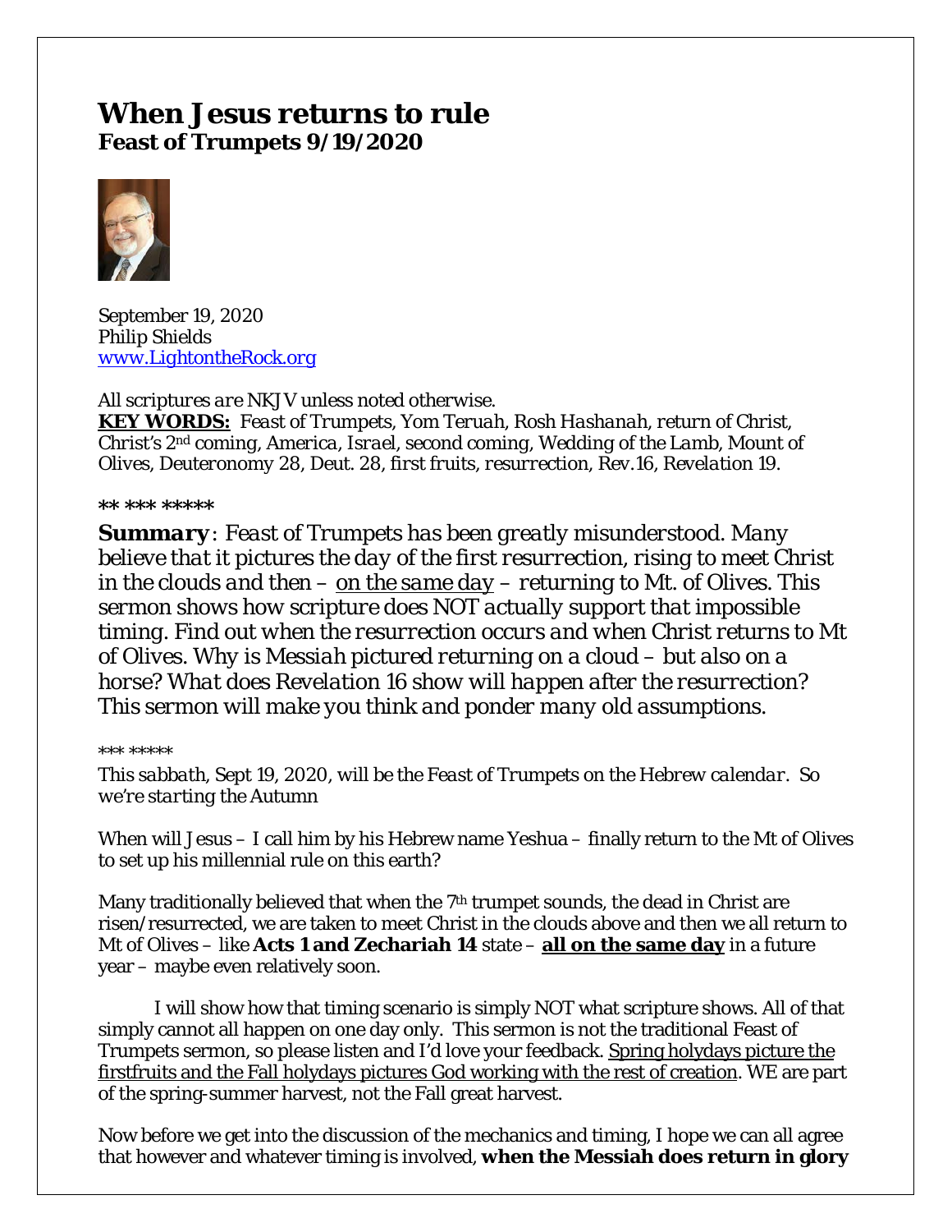# When Jesus returns to rule
**Feast of Trumpets 9/19/2020**

September 19, 2020
Philip Shields
www.LightontheRock.org

*All scriptures are NKJV unless noted otherwise.*
***KEY WORDS:*** *Feast of Trumpets, Yom Teruah, Rosh Hashanah, return of Christ, Christ's 2nd coming, America, Israel, second coming, Wedding of the Lamb, Mount of Olives, Deuteronomy 28, Deut. 28, first fruits, resurrection, Rev.16, Revelation 19.*

** *** *****

***Summary****: Feast of Trumpets has been greatly misunderstood. Many believe that it pictures the day of the first resurrection, rising to meet Christ in the clouds and then – on the same day – returning to Mt. of Olives. This sermon shows how scripture does NOT actually support that impossible timing. Find out when the resurrection occurs and when Christ returns to Mt of Olives. Why is Messiah pictured returning on a cloud – but also on a horse? What does Revelation 16 show will happen after the resurrection? This sermon will make you think and ponder many old assumptions.*

*** *****

*This sabbath, Sept 19, 2020, will be the Feast of Trumpets on the Hebrew calendar. So we're starting the Autumn*

When will Jesus – I call him by his Hebrew name Yeshua – finally return to the Mt of Olives to set up his millennial rule on this earth?

Many traditionally believed that when the 7th trumpet sounds, the dead in Christ are risen/resurrected, we are taken to meet Christ in the clouds above and then we all return to Mt of Olives – like **Acts 1 and Zechariah 14** state – **all on the same day** in a future year – maybe even relatively soon.

I will show how that timing scenario is simply NOT what scripture shows. All of that simply cannot all happen on one day only. This sermon is not the traditional Feast of Trumpets sermon, so please listen and I'd love your feedback. Spring holydays picture the firstfruits and the Fall holydays pictures God working with the rest of creation. WE are part of the spring-summer harvest, not the Fall great harvest.

Now before we get into the discussion of the mechanics and timing, I hope we can all agree that however and whatever timing is involved, **when the Messiah does return in glory**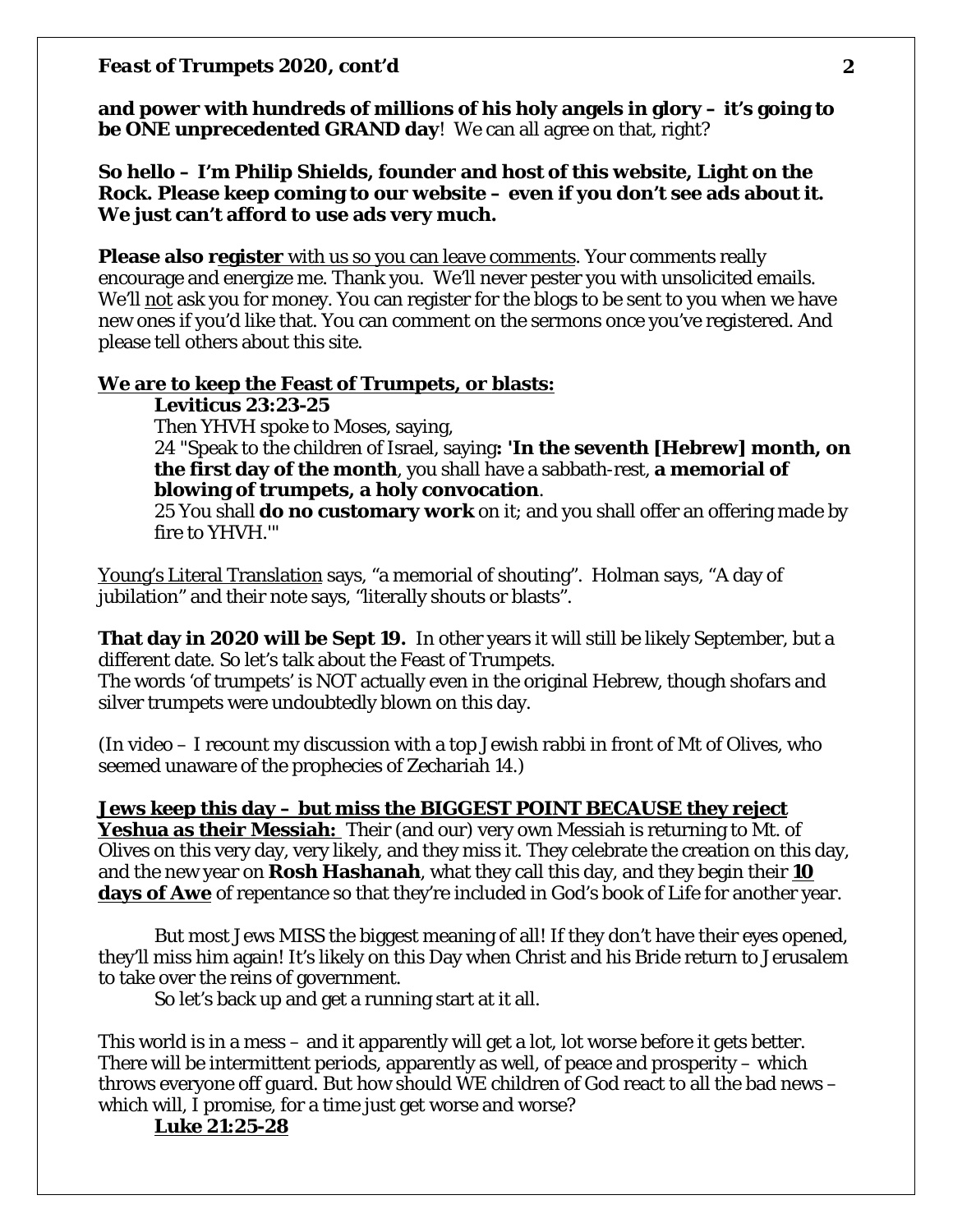**and power with hundreds of millions of his holy angels in glory – it's going to be ONE unprecedented GRAND day**! We can all agree on that, right?

**So hello – I'm Philip Shields, founder and host of this website, Light on the Rock. Please keep coming to our website – even if you don't see ads about it. We just can't afford to use ads very much.**

**Please also register** with us so you can leave comments. Your comments really encourage and energize me. Thank you. We'll never pester you with unsolicited emails. We'll not ask you for money. You can register for the blogs to be sent to you when we have new ones if you'd like that. You can comment on the sermons once you've registered. And please tell others about this site.

**We are to keep the Feast of Trumpets, or blasts:**

> **Leviticus 23:23-25**
> Then YHVH spoke to Moses, saying,
> 24 "Speak to the children of Israel, saying**: 'In the seventh [Hebrew] month, on the first day of the month**, you shall have a sabbath-rest, **a memorial of blowing of trumpets, a holy convocation**.
> 25 You shall **do no customary work** on it; and you shall offer an offering made by fire to YHVH.'"

Young's Literal Translation says, "a memorial of shouting". Holman says, "A day of jubilation" and their note says, "literally shouts or blasts".

**That day in 2020 will be Sept 19.** In other years it will still be likely September, but a different date. So let's talk about the Feast of Trumpets.
The words 'of trumpets' is NOT actually even in the original Hebrew, though shofars and silver trumpets were undoubtedly blown on this day.

(In video – I recount my discussion with a top Jewish rabbi in front of Mt of Olives, who seemed unaware of the prophecies of Zechariah 14.)

**Jews keep this day – but miss the BIGGEST POINT BECAUSE they reject Yeshua as their Messiah:** Their (and our) very own Messiah is returning to Mt. of Olives on this very day, very likely, and they miss it. They celebrate the creation on this day, and the new year on **Rosh Hashanah**, what they call this day, and they begin their **10 days of Awe** of repentance so that they're included in God's book of Life for another year.

But most Jews MISS the biggest meaning of all! If they don't have their eyes opened, they'll miss him again! It's likely on this Day when Christ and his Bride return to Jerusalem to take over the reins of government.

So let's back up and get a running start at it all.

This world is in a mess – and it apparently will get a lot, lot worse before it gets better. There will be intermittent periods, apparently as well, of peace and prosperity – which throws everyone off guard. But how should WE children of God react to all the bad news – which will, I promise, for a time just get worse and worse?

> **Luke 21:25-28**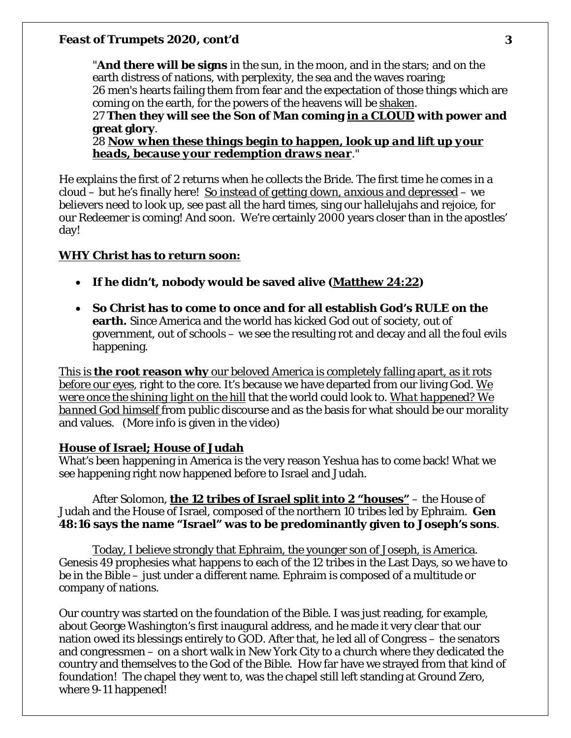"**And there will be signs** in the sun, in the moon, and in the stars; and on the earth distress of nations, with perplexity, the sea and the waves roaring;
26 men's hearts failing them from fear and the expectation of those things which are coming on the earth, for the powers of the heavens will be <u>shaken</u>.
27 **Then they will see the Son of Man coming <u>in a CLOUD</u> with power and great glory**.
28 <u>***Now when these things begin to happen, look up and lift up your heads, because your redemption draws near***</u>."

He explains the first of 2 returns when he collects the Bride. The first time he comes in a cloud – but he's finally here! <u>*So instead of getting down, anxious and depressed*</u> – we believers need to look up, see past all the hard times, sing our hallelujahs and rejoice, for our Redeemer is coming! And soon. We're certainly 2000 years closer than in the apostles' day!

<u>**WHY Christ has to return soon:**</u>

- **If he didn't, nobody would be saved alive (<u>Matthew 24:22</u>)**
- **So Christ has to come to once and for all establish God's RULE on the earth.** Since America and the world has kicked God out of society, out of government, out of schools – we see the resulting rot and decay and all the foul evils happening.

<u>This is **the root reason why** our beloved America is completely falling apart, as it rots before our eyes</u>, right to the core. It's because we have departed from our living God. <u>*We were once the shining light on the hill*</u> that the world could look to. <u>*What happened? We banned God himself*</u> from public discourse and as the basis for what should be our morality and values. (More info is given in the video)

<u>**House of Israel; House of Judah**</u>

What's been happening in America is the very reason Yeshua has to come back! What we see happening right now happened before to Israel and Judah.

After Solomon, <u>**the 12 tribes of Israel split into 2 "houses"**</u> – the House of Judah and the House of Israel, composed of the northern 10 tribes led by Ephraim. **Gen 48:16 says the name "Israel" was to be predominantly given to Joseph's sons**.

<u>Today, I believe strongly that Ephraim, the younger son of Joseph, is America</u>. Genesis 49 prophesies what happens to each of the 12 tribes in the Last Days, so we have to be in the Bible – just under a different name. Ephraim is composed of a multitude or company of nations.

Our country was started on the foundation of the Bible. I was just reading, for example, about George Washington's first inaugural address, and he made it very clear that our nation owed its blessings entirely to GOD. After that, he led all of Congress – the senators and congressmen – on a short walk in New York City to a church where they dedicated the country and themselves to the God of the Bible. How far have we strayed from that kind of foundation! The chapel they went to, was the chapel still left standing at Ground Zero, where 9-11 happened!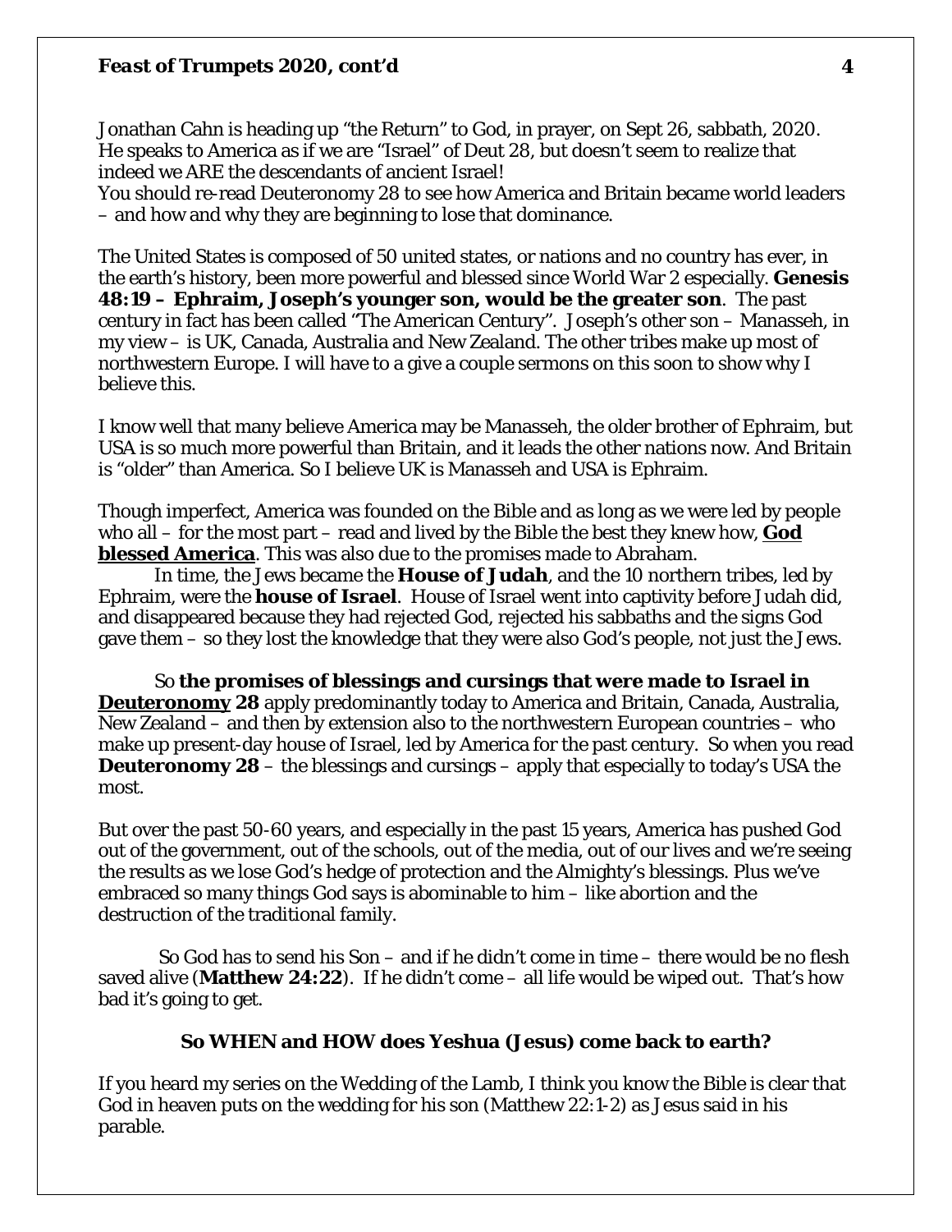Jonathan Cahn is heading up "the Return" to God, in prayer, on Sept 26, sabbath, 2020. He speaks to America as if we are "Israel" of Deut 28, but doesn't seem to realize that indeed we ARE the descendants of ancient Israel!
You should re-read Deuteronomy 28 to see how America and Britain became world leaders – and how and why they are beginning to lose that dominance.

The United States is composed of 50 united states, or nations and no country has ever, in the earth's history, been more powerful and blessed since World War 2 especially. **Genesis 48:19 – Ephraim, Joseph's younger son, would be the greater son**. The past century in fact has been called "The American Century". Joseph's other son – Manasseh, in my view – is UK, Canada, Australia and New Zealand. The other tribes make up most of northwestern Europe. I will have to a give a couple sermons on this soon to show why I believe this.

I know well that many believe America may be Manasseh, the older brother of Ephraim, but USA is so much more powerful than Britain, and it leads the other nations now. And Britain is "older" than America. So I believe UK is Manasseh and USA is Ephraim.

Though imperfect, America was founded on the Bible and as long as we were led by people who all – for the most part – read and lived by the Bible the best they knew how, **God blessed America**. This was also due to the promises made to Abraham.

In time, the Jews became the **House of Judah**, and the 10 northern tribes, led by Ephraim, were the **house of Israel**. House of Israel went into captivity before Judah did, and disappeared because they had rejected God, rejected his sabbaths and the signs God gave them – so they lost the knowledge that they were also God's people, not just the Jews.

So **the promises of blessings and cursings that were made to Israel in Deuteronomy 28** apply predominantly today to America and Britain, Canada, Australia, New Zealand – and then by extension also to the northwestern European countries – who make up present-day house of Israel, led by America for the past century. So when you read **Deuteronomy 28** – the blessings and cursings – apply that especially to today's USA the most.

But over the past 50-60 years, and especially in the past 15 years, America has pushed God out of the government, out of the schools, out of the media, out of our lives and we're seeing the results as we lose God's hedge of protection and the Almighty's blessings. Plus we've embraced so many things God says is abominable to him – like abortion and the destruction of the traditional family.

So God has to send his Son – and if he didn't come in time – there would be no flesh saved alive (**Matthew 24:22**). If he didn't come – all life would be wiped out. That's how bad it's going to get.

**So WHEN and HOW does Yeshua (Jesus) come back to earth?**

If you heard my series on the Wedding of the Lamb, I think you know the Bible is clear that God in heaven puts on the wedding for his son (Matthew 22:1-2) as Jesus said in his parable.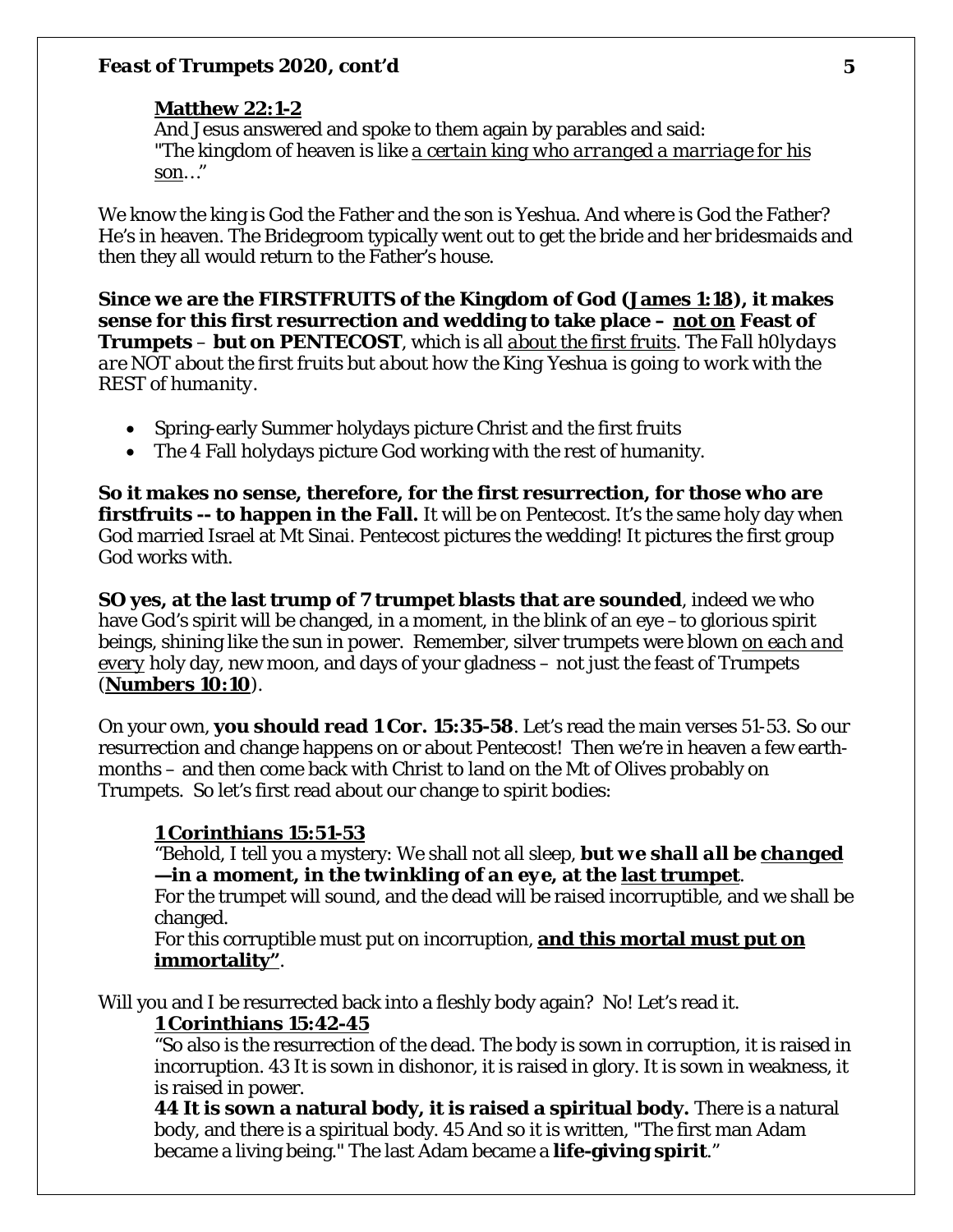**<u>Matthew 22:1-2</u>**
And Jesus answered and spoke to them again by parables and said:
"The kingdom of heaven is like <u>a certain king who arranged a marriage for his son</u>…"

We know the king is God the Father and the son is Yeshua. And where is God the Father? He's in heaven. The Bridegroom typically went out to get the bride and her bridesmaids and then they all would return to the Father's house.

**Since we are the FIRSTFRUITS of the Kingdom of God (<u>James 1:18</u>), it makes sense for this first resurrection and wedding to take place – <u>not on</u> Feast of Trumpets – but on PENTECOST**, which is all <u>about the first fruits</u>. *The Fall h0lydays are NOT about the first fruits but about how the King Yeshua is going to work with the REST of humanity.*

- Spring-early Summer holydays picture Christ and the first fruits
- The 4 Fall holydays picture God working with the rest of humanity.

***So it makes no sense, therefore, for the first resurrection, for those who are firstfruits -- to happen in the Fall.*** It will be on Pentecost. It's the same holy day when God married Israel at Mt Sinai. Pentecost pictures the wedding! It pictures the first group God works with.

**SO yes, at the last trump of 7 trumpet blasts that are sounded**, indeed we who have God's spirit will be changed, in a moment, in the blink of an eye – to glorious spirit beings, shining like the sun in power. Remember, silver trumpets were blown <u>*on each and every*</u> holy day, new moon, and days of your gladness – not just the feast of Trumpets (**<u>Numbers 10:10</u>**).

On your own, **you should read 1 Cor. 15:35-58**. Let's read the main verses 51-53. So our resurrection and change happens on or about Pentecost! Then we're in heaven a few earth-months – and then come back with Christ to land on the Mt of Olives probably on Trumpets. So let's first read about our change to spirit bodies:

**<u>1 Corinthians 15:51-53</u>**
"Behold, I tell you a mystery: We shall not all sleep, ***but we shall all be <u>changed</u>—in a moment, in the twinkling of an eye, at the <u>last trumpet</u>***.
For the trumpet will sound, and the dead will be raised incorruptible, and we shall be changed.
For this corruptible must put on incorruption, **<u>and this mortal must put on immortality"</u>**.

Will you and I be resurrected back into a fleshly body again? No! Let's read it.

**<u>1 Corinthians 15:42-45</u>**
"So also is the resurrection of the dead. The body is sown in corruption, it is raised in incorruption. 43 It is sown in dishonor, it is raised in glory. It is sown in weakness, it is raised in power.
**44 It is sown a natural body, it is raised a spiritual body.** There is a natural body, and there is a spiritual body. 45 And so it is written, "The first man Adam became a living being." The last Adam became a **life-giving spirit**."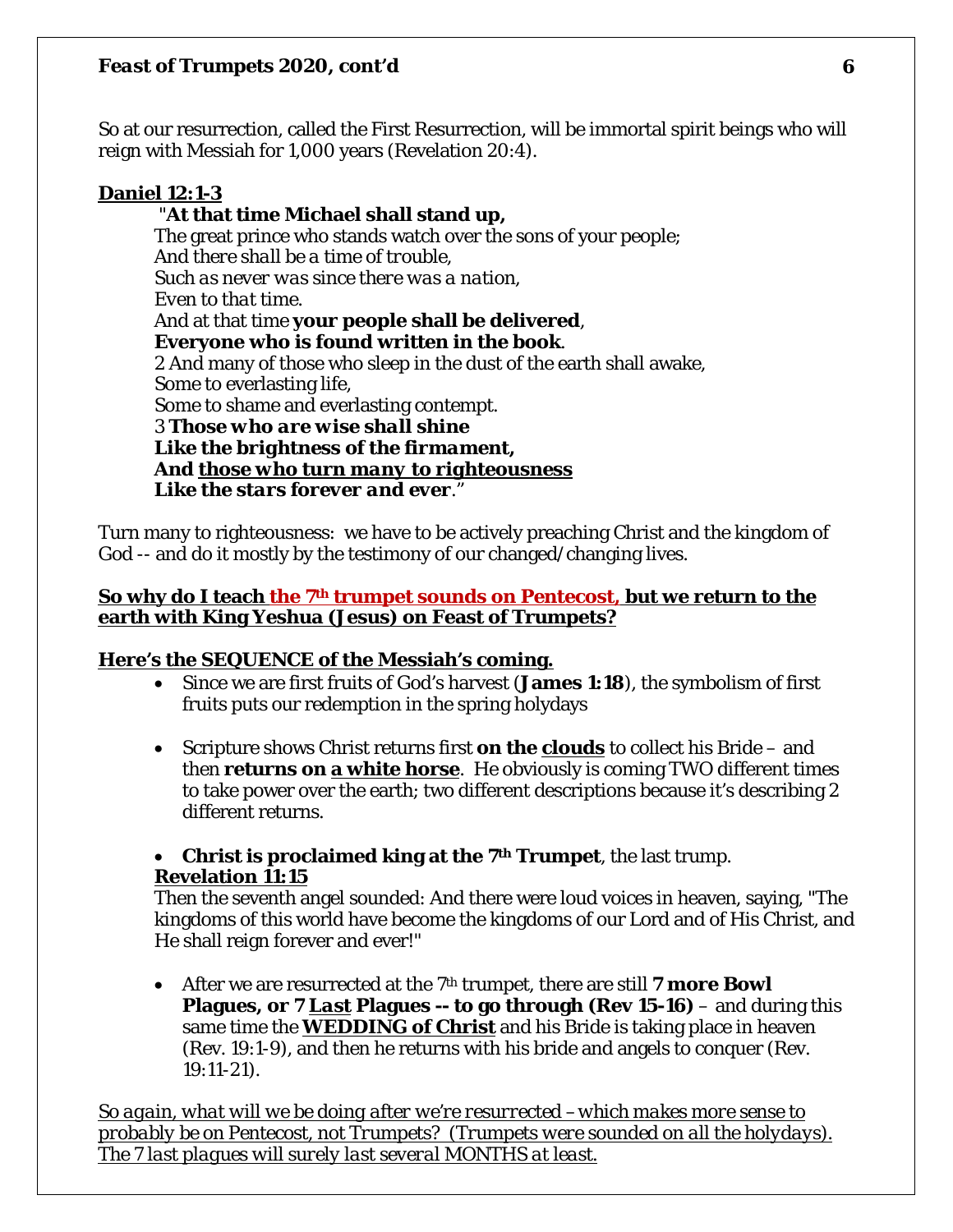So at our resurrection, called the First Resurrection, will be immortal spirit beings who will reign with Messiah for 1,000 years (Revelation 20:4).

**Daniel 12:1-3**

> "**At that time Michael shall stand up,**
> The great prince who stands watch over the sons of your people;
> *And there shall be a time of trouble,*
> *Such as never was since there was a nation,*
> *Even to that time.*
> And at that time **your people shall be delivered**,
> **Everyone who is found written in the book**.
> 2 And many of those who sleep in the dust of the earth shall awake,
> Some to everlasting life,
> Some to shame and everlasting contempt.
> 3 ***Those who are wise shall shine***
> ***Like the brightness of the firmament,***
> ***And those who turn many to righteousness***
> ***Like the stars forever and ever***."

Turn many to righteousness: we have to be actively preaching Christ and the kingdom of God -- and do it mostly by the testimony of our changed/changing lives.

**So why do I teach the 7th trumpet sounds on Pentecost, but we return to the earth with King Yeshua (Jesus) on Feast of Trumpets?**

**Here's the SEQUENCE of the Messiah's coming.**

- Since we are first fruits of God's harvest (**James 1:18**), the symbolism of first fruits puts our redemption in the spring holydays

- Scripture shows Christ returns first **on the clouds** to collect his Bride – and then **returns on a white horse**. He obviously is coming TWO different times to take power over the earth; two different descriptions because it's describing 2 different returns.

- **Christ is proclaimed king at the 7th Trumpet**, the last trump.
  **Revelation 11:15**
  Then the seventh angel sounded: And there were loud voices in heaven, saying, "The kingdoms of this world have become the kingdoms of our Lord and of His Christ, and He shall reign forever and ever!"

- After we are resurrected at the 7th trumpet, there are still **7 more Bowl Plagues, or 7 Last Plagues -- to go through (Rev 15-16)** – and during this same time the **WEDDING of Christ** and his Bride is taking place in heaven (Rev. 19:1-9), and then he returns with his bride and angels to conquer (Rev. 19:11-21).

*So again, what will we be doing after we're resurrected – which makes more sense to probably be on Pentecost, not Trumpets? (Trumpets were sounded on all the holydays). The 7 last plagues will surely last several MONTHS at least.*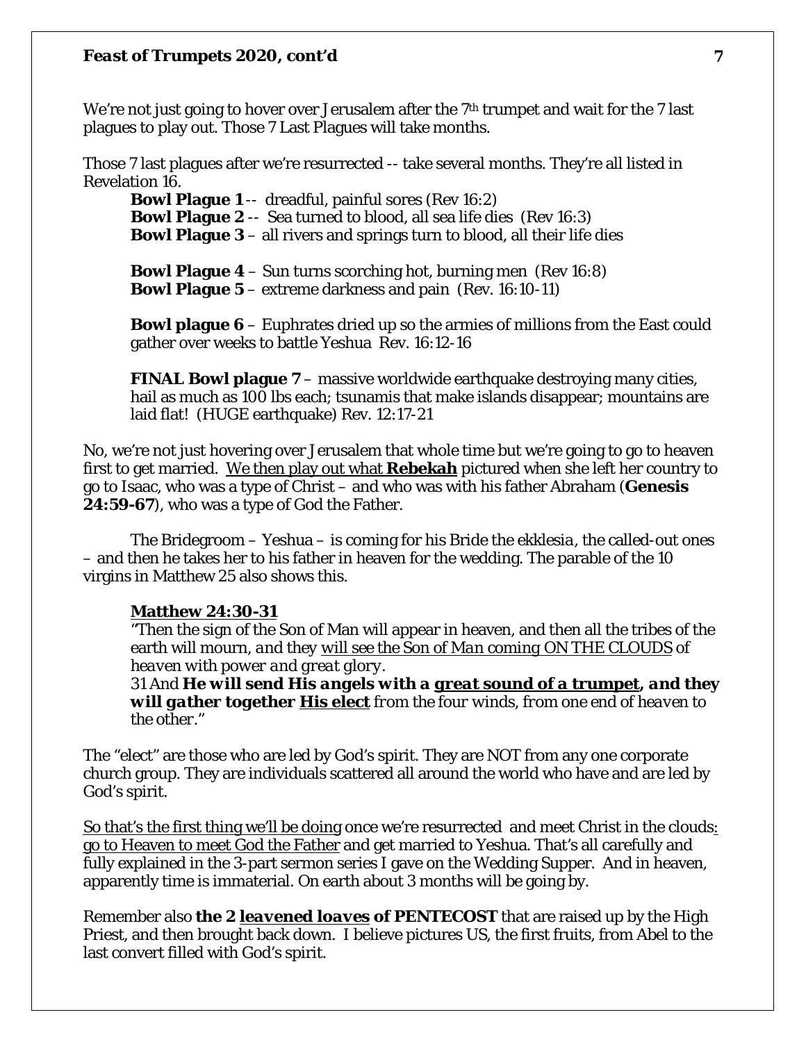We're not just going to hover over Jerusalem after the 7th trumpet and wait for the 7 last plagues to play out. Those 7 Last Plagues will take months.

Those 7 last plagues after we're resurrected -- take several months. They're all listed in Revelation 16.

> **Bowl Plague 1** -- dreadful, painful sores (Rev 16:2)
> **Bowl Plague 2** -- Sea turned to blood, all sea life dies (Rev 16:3)
> **Bowl Plague 3** – all rivers and springs turn to blood, all their life dies
>
> **Bowl Plague 4** – Sun turns scorching hot, burning men (Rev 16:8)
> **Bowl Plague 5** – extreme darkness and pain (Rev. 16:10-11)
>
> **Bowl plague 6** – Euphrates dried up so the armies of millions from the East could gather over weeks to battle Yeshua Rev. 16:12-16
>
> **FINAL Bowl plague 7** – massive worldwide earthquake destroying many cities, hail as much as 100 lbs each; tsunamis that make islands disappear; mountains are laid flat! (HUGE earthquake) Rev. 12:17-21

No, we're not just hovering over Jerusalem that whole time but we're going to go to heaven first to get married. <u>We then play out what **Rebekah** pictured</u> when she left her country to go to Isaac, who was a type of Christ – and who was with his father Abraham (**Genesis 24:59-67**), who was a type of God the Father.

The Bridegroom – Yeshua – is coming for his Bride the *ekklesia*, the called-out ones – and then he takes her to his father in heaven for the wedding. The parable of the 10 virgins in Matthew 25 also shows this.

> **<u>Matthew 24:30-31</u>**
> *"Then the sign of the Son of Man will appear in heaven, and then all the tribes of the earth will mourn, and they <u>will see the Son of Man coming ON THE CLOUDS</u> of heaven with power and great glory.*
> *31 And **He will send His angels with a <u>great sound of a trumpet</u>, and they will gather together <u>His elect</u>** from the four winds, from one end of heaven to the other."*

The "elect" are those who are led by God's spirit. They are NOT from any one corporate church group. They are individuals scattered all around the world who have and are led by God's spirit.

<u>So that's the first thing we'll be doing</u> once we're resurrected and meet Christ in the clouds<u>: go to Heaven to meet God the Father</u> and get married to Yeshua. That's all carefully and fully explained in the 3-part sermon series I gave on the Wedding Supper. And in heaven, apparently time is immaterial. On earth about 3 months will be going by.

Remember also **the 2 <u>leavened loaves</u> of PENTECOST** that are raised up by the High Priest, and then brought back down. I believe pictures US, the first fruits, from Abel to the last convert filled with God's spirit.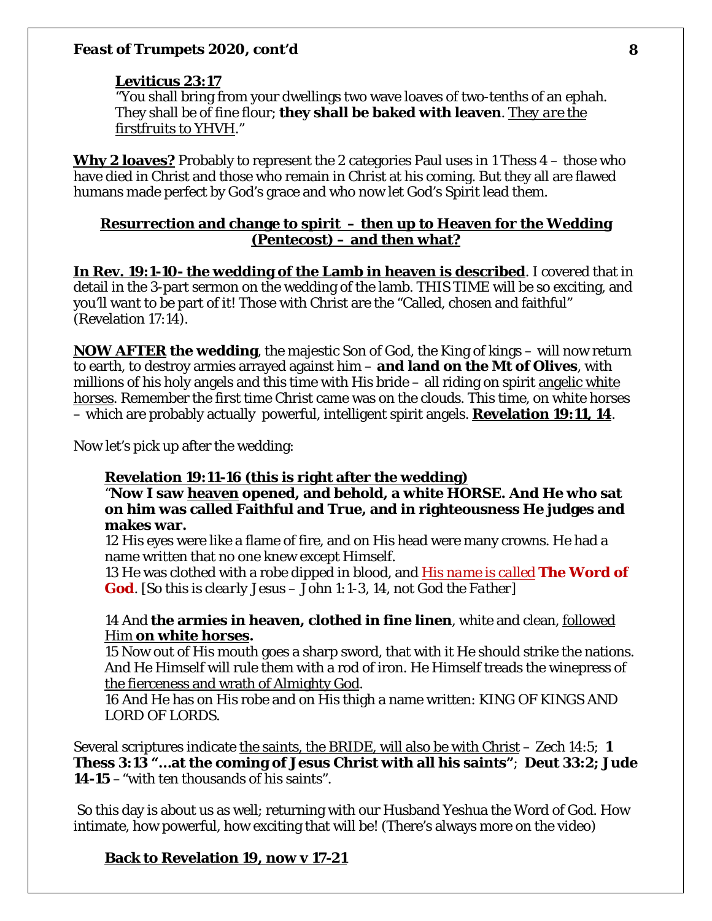**<u>Leviticus 23:17</u>**
"You shall bring from your dwellings two wave loaves of two-tenths of an ephah. They shall be of fine flour; **they shall be baked with leaven**. <u>*They are the firstfruits to YHVH*</u>."

**<u>Why 2 loaves?</u>** Probably to represent the 2 categories Paul uses in 1 Thess 4 – those who have died in Christ and those who remain in Christ at his coming. But they all are flawed humans made perfect by God's grace and who now let God's Spirit lead them.

**<u>Resurrection and change to spirit – then up to Heaven for the Wedding (Pentecost) – and then what?</u>**

**<u>In Rev. 19:1-10- the wedding of the Lamb in heaven is described</u>**. I covered that in detail in the 3-part sermon on the wedding of the lamb. THIS TIME will be so exciting, and you'll want to be part of it! Those with Christ are the "Called, chosen and faithful" (Revelation 17:14).

**<u>NOW AFTER</u> the wedding**, the majestic Son of God, the King of kings – will now return to earth, to destroy armies arrayed against him – **and land on the Mt of Olives**, with millions of his holy angels and this time with His bride – all riding on spirit <u>angelic white horses</u>. Remember the first time Christ came was on the clouds. This time, on white horses – which are probably actually powerful, intelligent spirit angels. **<u>Revelation 19:11, 14</u>**.

Now let's pick up after the wedding:

**<u>Revelation 19:11-16 (this is right after the wedding)</u>**
"**Now I saw <u>heaven</u> opened, and behold, a white HORSE. And He who sat on him was called Faithful and True, and in righteousness He judges and makes war.**
12 His eyes were like a flame of fire, and on His head were many crowns. He had a name written that no one knew except Himself.
13 He was clothed with a robe dipped in blood, and <u>*His name is called*</u> **The Word of God**. [*So this is clearly Jesus – John 1:1-3, 14, not God the Father*]

14 And **the armies in heaven, clothed in fine linen**, white and clean, <u>followed Him</u> **<u>on white horses.</u>**
15 Now out of His mouth goes a sharp sword, that with it He should strike the nations. And He Himself will rule them with a rod of iron. He Himself treads the winepress of <u>the fierceness and wrath of Almighty God</u>.
16 And He has on His robe and on His thigh a name written: KING OF KINGS AND LORD OF LORDS.

Several scriptures indicate <u>the saints, the BRIDE, will also be with Christ</u> – Zech 14:5; **1 Thess 3:13 "…at the coming of Jesus Christ with all his saints"**; **Deut 33:2; Jude 14-15** – "with ten thousands of his saints".

So this day is about us as well; returning with our Husband Yeshua the Word of God. How intimate, how powerful, how exciting that will be! (There's always more on the video)

**<u>Back to Revelation 19, now v 17-21</u>**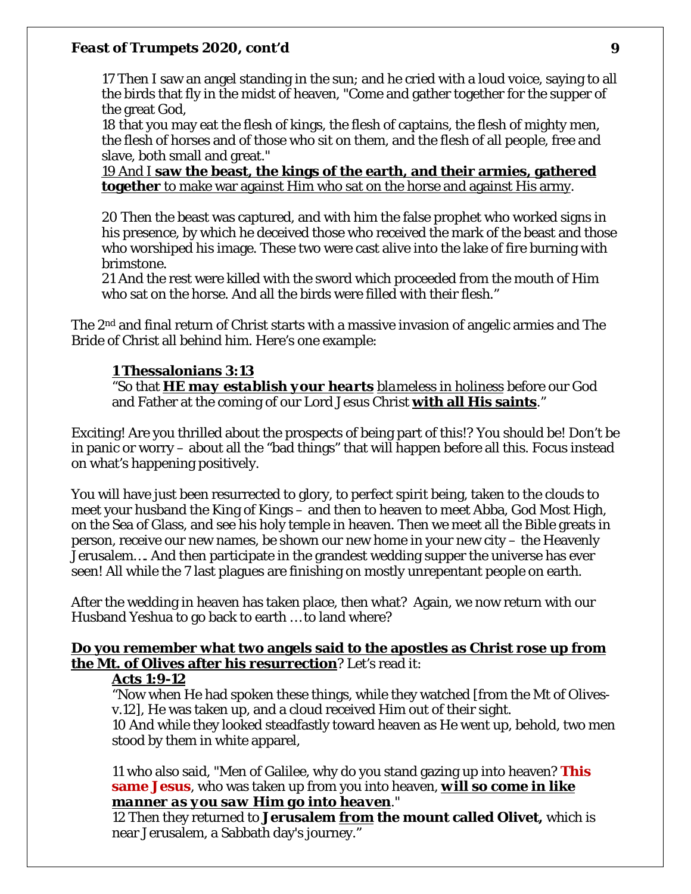17 Then I saw an angel standing in the sun; and he cried with a loud voice, saying to all the birds that fly in the midst of heaven, "Come and gather together for the supper of the great God,

18 that you may eat the flesh of kings, the flesh of captains, the flesh of mighty men, the flesh of horses and of those who sit on them, and the flesh of all people, free and slave, both small and great."

19 And I **saw the beast, the kings of the earth, and their armies, gathered together** to make war against Him who sat on the horse and against His army.

20 Then the beast was captured, and with him the false prophet who worked signs in his presence, by which he deceived those who received the mark of the beast and those who worshiped his image. These two were cast alive into the lake of fire burning with brimstone.

21 And the rest were killed with the sword which proceeded from the mouth of Him who sat on the horse. And all the birds were filled with their flesh."

The 2nd and final return of Christ starts with a massive invasion of angelic armies and The Bride of Christ all behind him. Here's one example:

**1 Thessalonians 3:13**

"So that ***HE may establish your hearts*** *blameless in holiness* before our God and Father at the coming of our Lord Jesus Christ **with all His saints**."

Exciting! Are you thrilled about the prospects of being part of this!? You should be! Don't be in panic or worry – about all the "bad things" that will happen before all this. Focus instead on what's happening positively.

You will have just been resurrected to glory, to perfect spirit being, taken to the clouds to meet your husband the King of Kings – and then to heaven to meet Abba, God Most High, on the Sea of Glass, and see his holy temple in heaven. Then we meet all the Bible greats in person, receive our new names, be shown our new home in your new city – the Heavenly Jerusalem…. And then participate in the grandest wedding supper the universe has ever seen! All while the 7 last plagues are finishing on mostly unrepentant people on earth.

After the wedding in heaven has taken place, then what? Again, we now return with our Husband Yeshua to go back to earth … to land where?

**Do you remember what two angels said to the apostles as Christ rose up from the Mt. of Olives after his resurrection**? Let's read it:

**Acts 1:9-12**

"Now when He had spoken these things, while they watched [from the Mt of Olives-v.12], He was taken up, and a cloud received Him out of their sight.

10 And while they looked steadfastly toward heaven as He went up, behold, two men stood by them in white apparel,

11 who also said, "Men of Galilee, why do you stand gazing up into heaven? **This same Jesus**, who was taken up from you into heaven, ***will so come in like manner as you saw Him go into heaven***."

12 Then they returned to **Jerusalem from the mount called Olivet,** which is near Jerusalem, a Sabbath day's journey."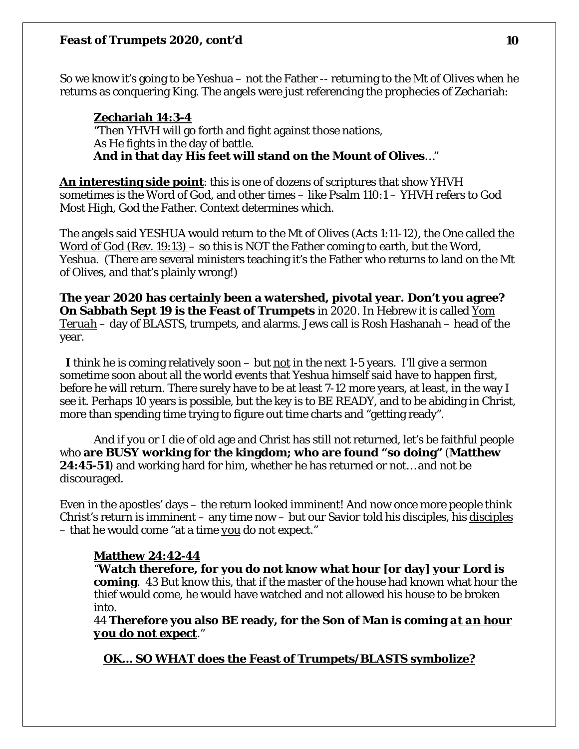So we know it's going to be Yeshua – not the Father -- returning to the Mt of Olives when he returns as conquering King. The angels were just referencing the prophecies of Zechariah:

> **Zechariah 14:3-4**
> "Then YHVH will go forth and fight against those nations,
> As He fights in the day of battle.
> **And in that day His feet will stand on the Mount of Olives**…"

**An interesting side point**: this is one of dozens of scriptures that show YHVH sometimes is the Word of God, and other times – like Psalm 110:1 – YHVH refers to God Most High, God the Father. Context determines which.

The angels said YESHUA would return to the Mt of Olives (Acts 1:11-12), the One called the Word of God (Rev. 19:13) – so this is NOT the Father coming to earth, but the Word, Yeshua. (There are several ministers teaching it's the Father who returns to land on the Mt of Olives, and that's plainly wrong!)

**The year 2020 has certainly been a watershed, pivotal year. Don't you agree? On Sabbath Sept 19 is the Feast of Trumpets** in 2020. In Hebrew it is called Yom *Teruah* – day of BLASTS, trumpets, and alarms. Jews call is Rosh Hashanah – head of the year.

**I** think he is coming relatively soon – but not in the next 1-5 years. I'll give a sermon sometime soon about all the world events that Yeshua himself said have to happen first, before he will return. There surely have to be at least 7-12 more years, at least, in the way I see it. Perhaps 10 years is possible, but the key is to BE READY, and to be abiding in Christ, more than spending time trying to figure out time charts and "getting ready".

And if you or I die of old age and Christ has still not returned, let's be faithful people who **are BUSY working for the kingdom; who are found "so doing"** (**Matthew 24:45-51**) and working hard for him, whether he has returned or not… and not be discouraged.

Even in the apostles' days – the return looked imminent! And now once more people think Christ's return is imminent – any time now – but our Savior told his disciples, his disciples – that he would come "at a time you do not expect."

> **Matthew 24:42-44**
> "**Watch therefore, for you do not know what hour [or day] your Lord is coming**. 43 But know this, that if the master of the house had known what hour the thief would come, he would have watched and not allowed his house to be broken into.
> 44 **Therefore you also BE ready, for the Son of Man is coming *at an hour you do not expect***."

**OK… SO WHAT does the Feast of Trumpets/BLASTS symbolize?**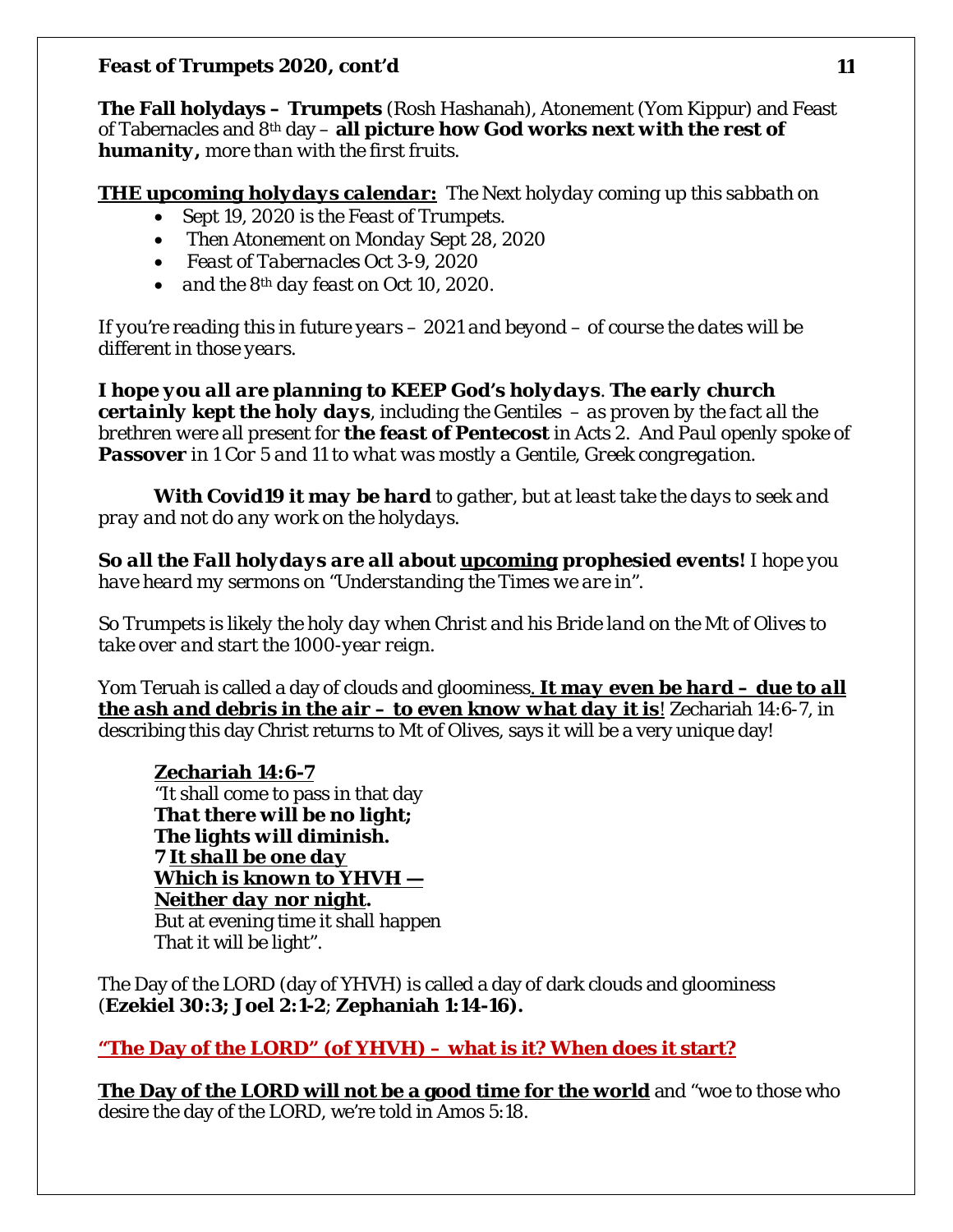**The Fall holydays – Trumpets** (Rosh Hashanah), Atonement (Yom Kippur) and Feast of Tabernacles and 8th day – ***all picture how God works next with the rest of humanity,*** *more than with the first fruits.*

***THE upcoming holydays calendar:*** *The Next holyday coming up this sabbath on*

- *Sept 19, 2020 is the Feast of Trumpets.*
- *Then Atonement on Monday Sept 28, 2020*
- *Feast of Tabernacles Oct 3-9, 2020*
- *and the 8th day feast on Oct 10, 2020.*

*If you're reading this in future years – 2021 and beyond – of course the dates will be different in those years.*

***I hope you all are planning to KEEP God's holydays**. **The early church certainly kept the holy days**, including the Gentiles – as proven by the fact all the brethren were all present for **the feast of Pentecost** in Acts 2. And Paul openly spoke of **Passover** in 1 Cor 5 and 11 to what was mostly a Gentile, Greek congregation.*

***With Covid19 it may be hard** to gather, but at least take the days to seek and pray and not do any work on the holydays.*

***So all the Fall holydays are all about upcoming prophesied events!** I hope you have heard my sermons on "Understanding the Times we are in".*

*So Trumpets is likely the holy day when Christ and his Bride land on the Mt of Olives to take over and start the 1000-year reign.*

Yom Teruah is called a day of clouds and gloominess***. It may even be hard – due to all the ash and debris in the air – to even know what day it is***! Zechariah 14:6-7, in describing this day Christ returns to Mt of Olives, says it will be a very unique day!

> **Zechariah 14:6-7**
> "It shall come to pass in that day
> ***That there will be no light;***
> ***The lights will diminish.***
> ***7 It shall be one day***
> ***Which is known to YHVH —***
> ***Neither day nor night.***
> But at evening time it shall happen
> That it will be light".

The Day of the LORD (day of YHVH) is called a day of dark clouds and gloominess (**Ezekiel 30:3; Joel 2:1-2**; **Zephaniah 1:14-16).**

**"The Day of the LORD" (of YHVH) – what is it? When does it start?**

**The Day of the LORD will not be a good time for the world** and "woe to those who desire the day of the LORD, we're told in Amos 5:18.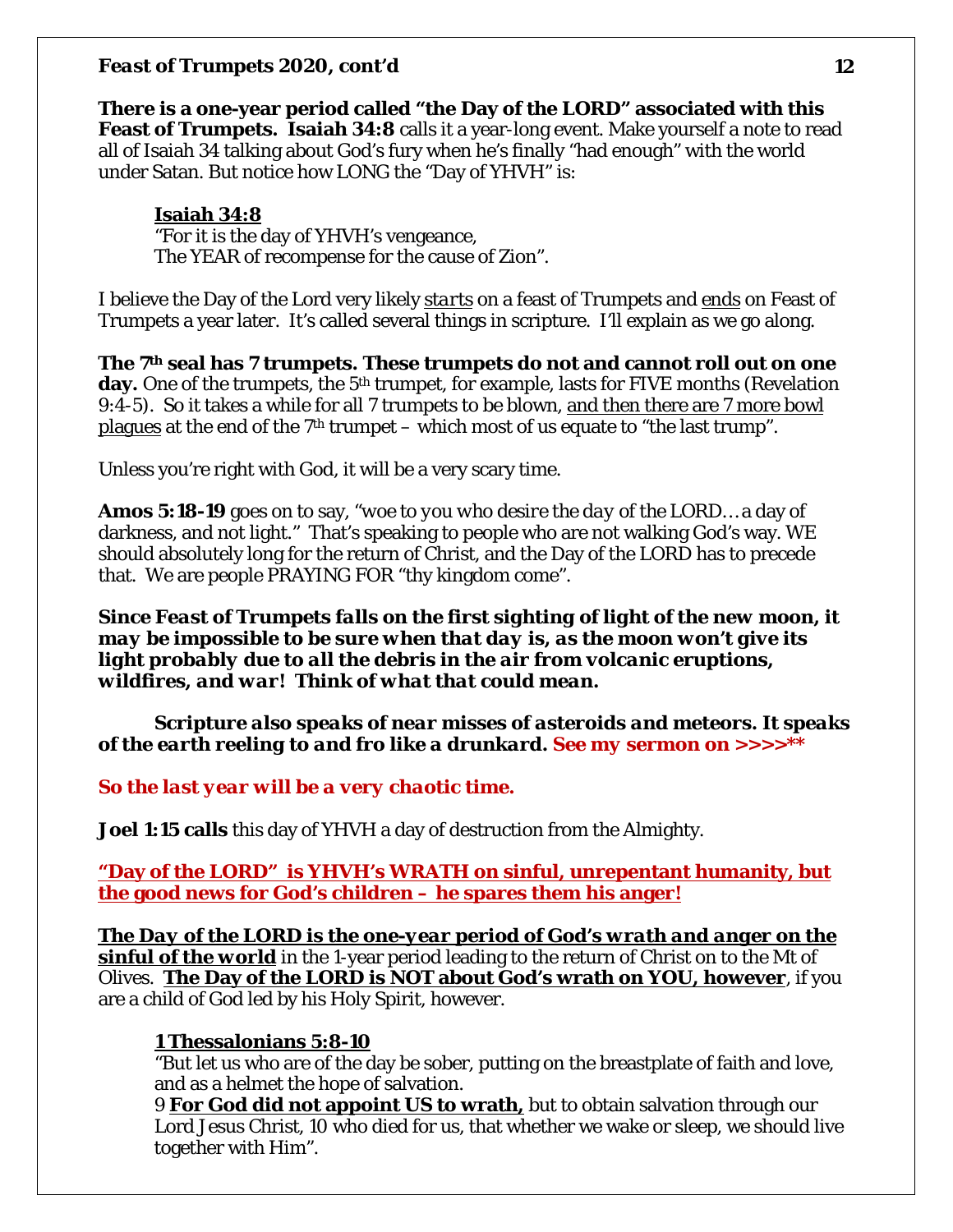**There is a one-year period called "the Day of the LORD" associated with this Feast of Trumpets. Isaiah 34:8** calls it a year-long event. Make yourself a note to read all of Isaiah 34 talking about God's fury when he's finally "had enough" with the world under Satan. But notice how LONG the "Day of YHVH" is:

> <u>**Isaiah 34:8**</u>
> "For it is the day of YHVH's vengeance,
> The YEAR of recompense for the cause of Zion".

I believe the Day of the Lord very likely <u>*starts*</u> on a feast of Trumpets and <u>ends</u> on Feast of Trumpets a year later. It's called several things in scripture. I'll explain as we go along.

**The 7th seal has 7 trumpets. These trumpets do not and cannot roll out on one day.** One of the trumpets, the 5th trumpet, for example, lasts for FIVE months (Revelation 9:4-5). So it takes a while for all 7 trumpets to be blown, <u>and then there are 7 more bowl plagues</u> at the end of the 7th trumpet – which most of us equate to "the last trump".

Unless you're right with God, it will be a very scary time.

***Amos 5:18-19*** goes on to say, "*woe to you who desire the day of the LORD… a day of darkness, and not light.*" That's speaking to people who are not walking God's way. WE should absolutely long for the return of Christ, and the Day of the LORD has to precede that. We are people PRAYING FOR "thy kingdom come".

***Since Feast of Trumpets falls on the first sighting of light of the new moon, it may be impossible to be sure when that day is, as the moon won't give its light probably due to all the debris in the air from volcanic eruptions, wildfires, and war! Think of what that could mean.***

***Scripture also speaks of near misses of asteroids and meteors. It speaks of the earth reeling to and fro like a drunkard. See my sermon on >>>>\*\****

***So the last year will be a very chaotic time.***

**Joel 1:15 calls** this day of YHVH a day of destruction from the Almighty.

<u>**"Day of the LORD" is YHVH's WRATH on sinful, unrepentant humanity, but the good news for God's children – he spares them his anger!**</u>

<u>***The Day of the LORD is the one-year period of God's wrath and anger on the sinful of the world***</u> in the 1-year period leading to the return of Christ on to the Mt of Olives. <u>**The Day of the LORD is NOT about God's wrath on YOU, however**</u>, if you are a child of God led by his Holy Spirit, however.

> <u>**1 Thessalonians 5:8-10**</u>
> "But let us who are of the day be sober, putting on the breastplate of faith and love, and as a helmet the hope of salvation.
> 9 <u>**For God did not appoint US to wrath,**</u> but to obtain salvation through our Lord Jesus Christ, 10 who died for us, that whether we wake or sleep, we should live together with Him".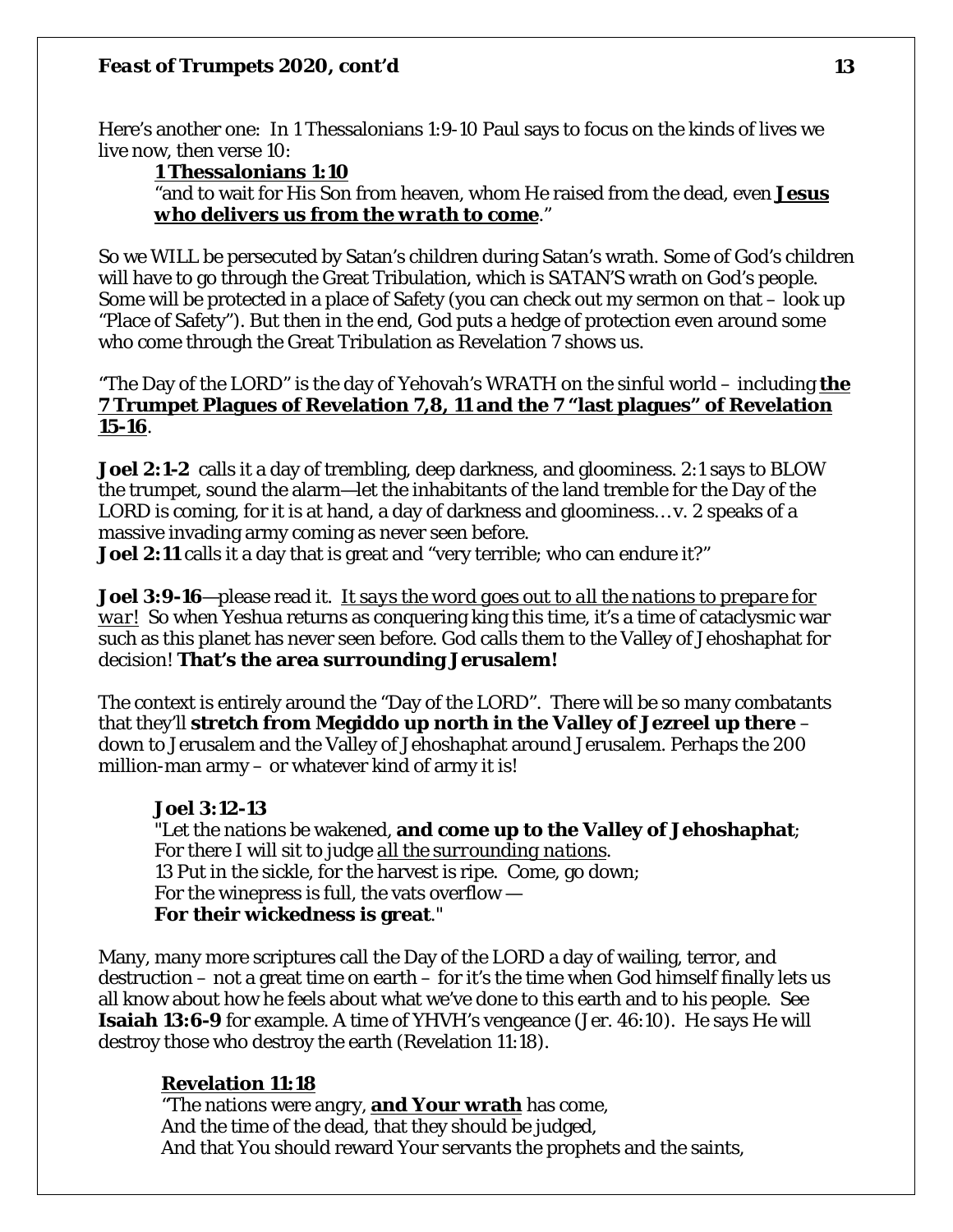Here's another one: In 1 Thessalonians 1:9-10 Paul says to focus on the kinds of lives we live now, then verse 10:

> **1 Thessalonians 1:10**
> "and to wait for His Son from heaven, whom He raised from the dead, even ***Jesus who delivers us from the wrath to come***."

So we WILL be persecuted by Satan's children during Satan's wrath. Some of God's children will have to go through the Great Tribulation, which is SATAN'S wrath on God's people. Some will be protected in a place of Safety (you can check out my sermon on that – look up "Place of Safety"). But then in the end, God puts a hedge of protection even around some who come through the Great Tribulation as Revelation 7 shows us.

"The Day of the LORD" is the day of Yehovah's WRATH on the sinful world – including **the 7 Trumpet Plagues of Revelation 7,8, 11 and the 7 "last plagues" of Revelation 15-16**.

**Joel 2:1-2** calls it a day of trembling, deep darkness, and gloominess. 2:1 says to BLOW the trumpet, sound the alarm—let the inhabitants of the land tremble for the Day of the LORD is coming, for it is at hand, a day of darkness and gloominess… v. 2 speaks of a massive invading army coming as never seen before.
**Joel 2:11** calls it a day that is great and "very terrible; who can endure it?"

**Joel 3:9-16**—please read it. *It says the word goes out to all the nations to prepare for war!* So when Yeshua returns as conquering king this time, it's a time of cataclysmic war such as this planet has never seen before. God calls them to the Valley of Jehoshaphat for decision! **That's the area surrounding Jerusalem!**

The context is entirely around the "Day of the LORD". There will be so many combatants that they'll **stretch from Megiddo up north in the Valley of Jezreel up there** – down to Jerusalem and the Valley of Jehoshaphat around Jerusalem. Perhaps the 200 million-man army – or whatever kind of army it is!

> **Joel 3:12-13**
> "Let the nations be wakened, **and come up to the Valley of Jehoshaphat**;
> For there I will sit to judge *all the surrounding nations*.
> 13 Put in the sickle, for the harvest is ripe. Come, go down;
> For the winepress is full, the vats overflow —
> **For their wickedness is great**."

Many, many more scriptures call the Day of the LORD a day of wailing, terror, and destruction – not a great time on earth – for it's the time when God himself finally lets us all know about how he feels about what we've done to this earth and to his people. See **Isaiah 13:6-9** for example. A time of YHVH's vengeance (Jer. 46:10). He says He will destroy those who destroy the earth (Revelation 11:18).

> **Revelation 11:18**
> "The nations were angry, **and Your wrath** has come,
> And the time of the dead, that they should be judged,
> And that You should reward Your servants the prophets and the saints,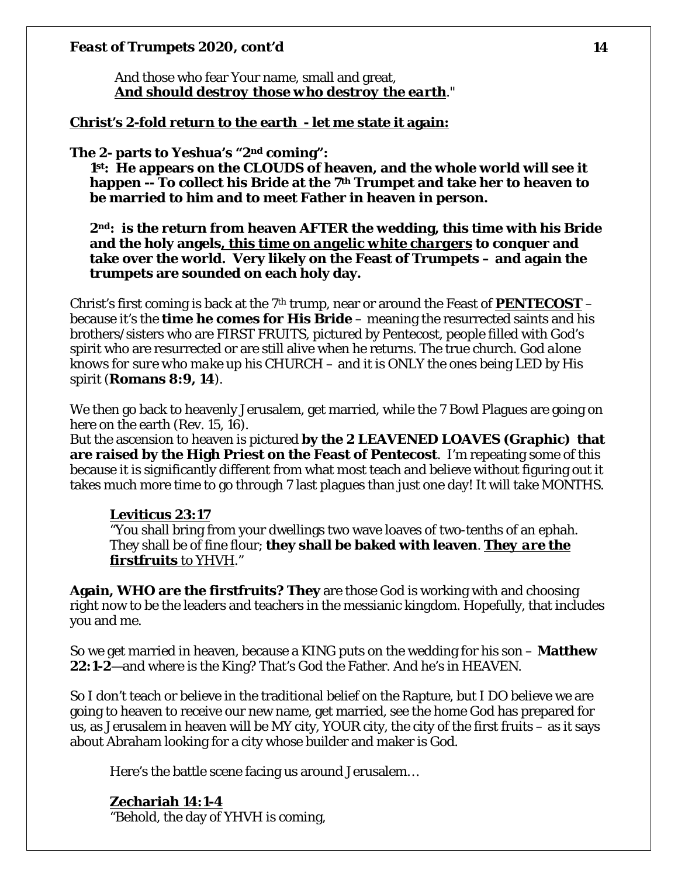And those who fear Your name, small and great,
***And should destroy those who destroy the earth***."

**Christ's 2-fold return to the earth - let me state it again:**

**The 2- parts to Yeshua's "2nd coming":**

**1st: He appears on the CLOUDS of heaven, and the whole world will see it happen -- To collect his Bride at the 7th Trumpet and take her to heaven to be married to him and to meet Father in heaven in person.**

**2nd: is the return from heaven AFTER the wedding, this time with his Bride and the holy angels*, this time on angelic white chargers* to conquer and take over the world. Very likely on the Feast of Trumpets – and again the trumpets are sounded on each holy day.**

Christ's first coming is back at the 7th trump, near or around the Feast of **PENTECOST** – because it's the **time he comes for His Bride** – meaning the resurrected saints and his brothers/sisters who are FIRST FRUITS, pictured by Pentecost, people filled with God's spirit who are resurrected or are still alive when he returns. The true church. *God alone knows for sure who make up his* CHURCH – and it is ONLY the ones being LED by His spirit (**Romans 8:9, 14**).

We then go back to heavenly Jerusalem, get married, while the 7 Bowl Plagues are going on here on the earth (Rev. 15, 16).
But the ascension to heaven is pictured **by the 2 LEAVENED LOAVES (Graphic) that are raised by the High Priest on the Feast of Pentecost**. I'm repeating some of this because it is significantly different from what most teach and believe without figuring out it takes much more time to go through 7 last plagues than just one day! It will take MONTHS.

**Leviticus 23:17**
"You shall bring from your dwellings two wave loaves of two-tenths of an ephah. They shall be of fine flour; **they shall be baked with leaven**. ***They are the firstfruits*** to YHVH."

**Again, WHO are the firstfruits? They** are those God is working with and choosing right now to be the leaders and teachers in the messianic kingdom. Hopefully, that includes you and me.

So we get married in heaven, because a KING puts on the wedding for his son – **Matthew 22:1-2**—and where is the King? That's God the Father. And he's in HEAVEN.

So I don't teach or believe in the traditional belief on the Rapture, but I DO believe we are going to heaven to receive our new name, get married, see the home God has prepared for us, as Jerusalem in heaven will be MY city, YOUR city, the city of the first fruits – as it says about Abraham looking for a city whose builder and maker is God.

Here's the battle scene facing us around Jerusalem…

**Zechariah 14:1-4**
"Behold, the day of YHVH is coming,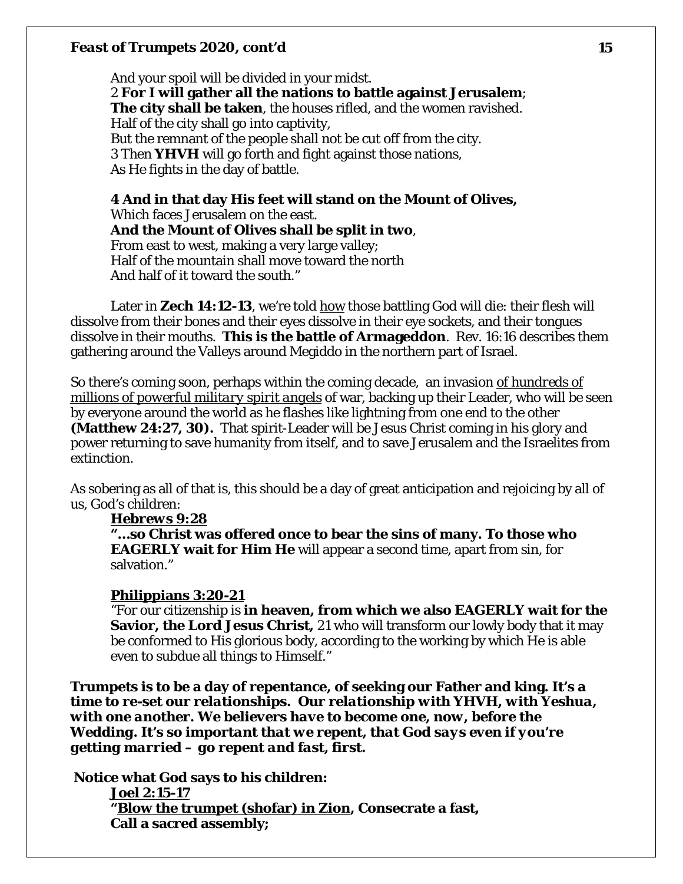And your spoil will be divided in your midst.
2 **For I will gather all the nations to battle against Jerusalem**;
**The city shall be taken**, the houses rifled, and the women ravished.
Half of the city shall go into captivity,
But the remnant of the people shall not be cut off from the city.
3 Then **YHVH** will go forth and fight against those nations,
As He fights in the day of battle.

**4 And in that day His feet will stand on the Mount of Olives,**
Which faces Jerusalem on the east.
**And the Mount of Olives shall be split in two**,
From east to west, making a very large valley;
Half of the mountain shall move toward the north
And half of it toward the south."

Later in **Zech 14:12-13**, we're told how those battling God will die: their flesh will dissolve from their bones and their eyes dissolve in their eye sockets, and their tongues dissolve in their mouths. **This is the battle of Armageddon**. Rev. 16:16 describes them gathering around the Valleys around Megiddo in the northern part of Israel.

So there's coming soon, perhaps within the coming decade, an invasion *of hundreds of millions of powerful military spirit angels* of war, backing up their Leader, who will be seen by everyone around the world as he flashes like lightning from one end to the other **(Matthew 24:27, 30).** That spirit-Leader will be Jesus Christ coming in his glory and power returning to save humanity from itself, and to save Jerusalem and the Israelites from extinction.

As sobering as all of that is, this should be a day of great anticipation and rejoicing by all of us, God's children:

**Hebrews 9:28**
**"…so Christ was offered once to bear the sins of many. To those who EAGERLY wait for Him He** will appear a second time, apart from sin, for salvation."

**Philippians 3:20-21**
"For our citizenship is **in heaven, from which we also EAGERLY wait for the Savior, the Lord Jesus Christ,** 21 who will transform our lowly body that it may be conformed to His glorious body, according to the working by which He is able even to subdue all things to Himself."

***Trumpets is to be a day of repentance, of seeking our Father and king. It's a time to re-set our relationships. Our relationship with YHVH, with Yeshua, with one another. We believers have to become one, now, before the Wedding. It's so important that we repent, that God says even if you're getting married – go repent and fast, first.***

**Notice what God says to his children:**

**Joel 2:15-17**
**"Blow the trumpet (shofar) in Zion, Consecrate a fast,**
**Call a sacred assembly;**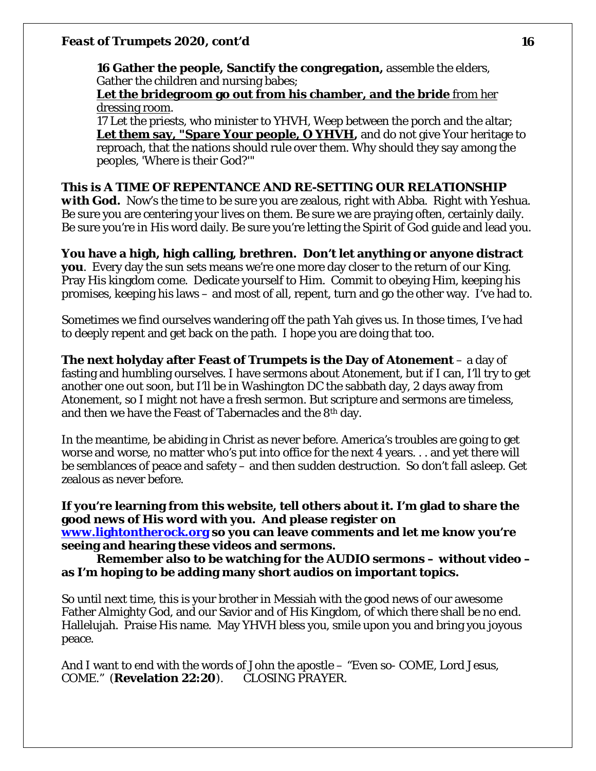**16 Gather the people, Sanctify the congregation,** assemble the elders, Gather the children and nursing babes;
**Let the bridegroom go out from his chamber, and the bride** from her dressing room.
17 Let the priests, who minister to YHVH, Weep between the porch and the altar; **Let them say, "Spare Your people, O YHVH,** and do not give Your heritage to reproach, that the nations should rule over them. Why should they say among the peoples, 'Where is their God?'"

**This is A TIME OF REPENTANCE AND RE-SETTING OUR RELATIONSHIP with God.** Now's the time to be sure you are zealous, right with Abba. Right with Yeshua. Be sure you are centering your lives on them. Be sure we are praying often, certainly daily. Be sure you're in His word daily. Be sure you're letting the Spirit of God guide and lead you.

**You have a high, high calling, brethren. Don't let anything or anyone distract you**. Every day the sun sets means we're one more day closer to the return of our King. Pray His kingdom come. Dedicate yourself to Him. Commit to obeying Him, keeping his promises, keeping his laws – and most of all, repent, turn and go the other way. I've had to.

Sometimes we find ourselves wandering off the path Yah gives us. In those times, I've had to deeply repent and get back on the path. I hope you are doing that too.

**The next holyday after Feast of Trumpets is the Day of Atonement** – a day of fasting and humbling ourselves. I have sermons about Atonement, but if I can, I'll try to get another one out soon, but I'll be in Washington DC the sabbath day, 2 days away from Atonement, so I might not have a fresh sermon. But scripture and sermons are timeless, and then we have the Feast of Tabernacles and the 8th day.

In the meantime, be abiding in Christ as never before. America's troubles are going to get worse and worse, no matter who's put into office for the next 4 years. . . and yet there will be semblances of peace and safety – and then sudden destruction. So don't fall asleep. Get zealous as never before.

**If you're learning from this website, tell others about it. I'm glad to share the good news of His word with you. And please register on [www.lightontherock.org](http://www.lightontherock.org) so you can leave comments and let me know you're seeing and hearing these videos and sermons.**

**Remember also to be watching for the AUDIO sermons – without video – as I'm hoping to be adding many short audios on important topics.**

So until next time, this is your brother in Messiah with the good news of our awesome Father Almighty God, and our Savior and of His Kingdom, of which there shall be no end. Hallelujah. Praise His name. May YHVH bless you, smile upon you and bring you joyous peace.

And I want to end with the words of John the apostle – "Even so- COME, Lord Jesus, COME." (**Revelation 22:20**). CLOSING PRAYER.